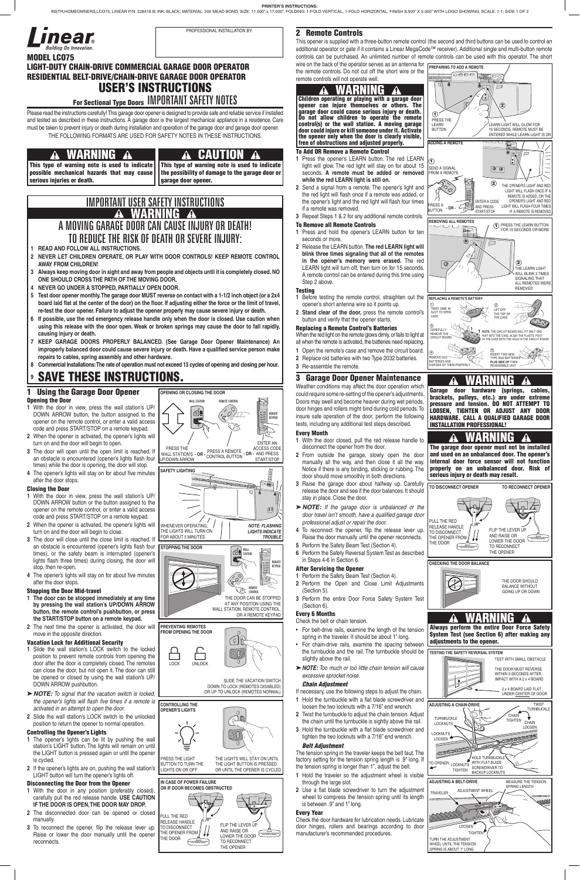**PRINTER'S INSTRUCTIONS:**
INSTR,HOMEOWNERS,LCO75; LINEAR P/N: 228418 B; INK: BLACK; MATERIAL: 20# MEAD BOND; SIZE: 11.000" x 17.000"; FOLDING: 1-FOLD VERTICAL, 1-FOLD HORIZONTAL, FINISH 8.500" X 5.500" WITH LOGO SHOWING; SCALE: 1-1; SIDE 1 OF 2

**Linear** Building On Innovation.

PROFESSIONAL INSTALLATION BY:

# MODEL LCO75
## LIGHT-DUTY CHAIN-DRIVE COMMERCIAL GARAGE DOOR OPERATOR
## RESIDENTIAL BELT-DRIVE/CHAIN-DRIVE GARAGE DOOR OPERATOR
# USER'S INSTRUCTIONS
### For Sectional Type Doors IMPORTANT SAFETY NOTES

Please read the instructions carefully! This garage door opener is designed to provide safe and reliable service if installed and tested as described in these instructions. A garage door is the largest mechanical appliance in a residence. Care must be taken to prevent injury or death during installation and operation of the garage door and garage door opener.

THE FOLLOWING FORMATS ARE USED FOR SAFETY NOTES IN THESE INSTRUCTIONS.

**⚠ WARNING ⚠**
**This type of warning note is used to indicate possible mechanical hazards that may cause serious injuries or death.**

**⚠ CAUTION ⚠**
**This type of warning note is used to indicate the possibility of damage to the garage door or garage door opener.**

## IMPORTANT USER SAFETY INSTRUCTIONS
**⚠ WARNING ⚠**
## A MOVING GARAGE DOOR CAN CAUSE INJURY OR DEATH! TO REDUCE THE RISK OF DEATH OR SEVERE INJURY:

1. **READ AND FOLLOW ALL INSTRUCTIONS.**
2. **NEVER LET CHILDREN OPERATE, OR PLAY WITH DOOR CONTROLS! KEEP REMOTE CONTROL AWAY FROM CHILDREN!**
3. **Always keep moving door in sight and away from people and objects until it is completely closed. NO ONE SHOULD CROSS THE PATH OF THE MOVING DOOR.**
4. **NEVER GO UNDER A STOPPED, PARTIALLY OPEN DOOR.**
5. **Test door opener monthly. The garage door MUST reverse on contact with a 1-1/2 inch object (or a 2x4 board laid flat at the center of the door) on the floor. If adjusting either the force or the limit of travel, re-test the door opener. Failure to adjust the opener properly may cause severe injury or death.**
6. **If possible, use the red emergency release handle only when the door is closed. Use caution when using this release with the door open. Weak or broken springs may cause the door to fall rapidly, causing injury or death.**
7. **KEEP GARAGE DOORS PROPERLY BALANCED. (See Garage Door Opener Maintenance) An improperly balanced door could cause severe injury or death. Have a qualified service person make repairs to cables, spring assembly and other hardware.**
8. **Commercial Installations: The rate of operation must not exceed 13 cycles of opening and closing per hour.**
9. **SAVE THESE INSTRUCTIONS.**

## 1 Using the Garage Door Opener

### Opening the Door
1. With the door in view, press the wall station's UP/DOWN ARROW button, the button assigned to the opener on the remote control, or enter a valid access code and press START/STOP on a remote keypad.
2. When the opener is activated, the opener's lights will turn on and the door will begin to open.
3. The door will open until the open limit is reached. If an obstacle is encountered (opener's lights flash four times) while the door is opening, the door will stop.
4. The opener's lights will stay on for about five minutes after the door stops.

### Closing the Door
1. With the door in view, press the wall station's UP/DOWN ARROW button or the button assigned to the opener on the remote control, or enter a valid access code and press START/STOP on a remote keypad.
2. When the opener is activated, the opener's lights will turn on and the door will begin to close.
3. The door will close until the close limit is reached. If an obstacle is encountered (opener's lights flash four times), or the safety beam is interrupted (opener's lights flash three times) during closing, the door will stop, then re-open.
4. The opener's lights will stay on for about five minutes after the door stops.

### Stopping the Door Mid-travel
1. **The door can be stopped immediately at any time by pressing the wall station's UP/DOWN ARROW button, the remote control's pushbutton, or press the START/STOP button on a remote keypad.**
2. The next time the opener is activated, the door will move in the opposite direction.

### Vacation Lock for Additional Security
1. Slide the wall station's LOCK switch to the locked position to prevent remote controls from opening the door after the door is completely closed. The remotes can close the door, but not open it. The door can still be opened or closed by using the wall station's UP/DOWN ARROW pushbutton.

➤ ***NOTE:** To signal that the vacation switch is locked, the opener's lights will flash five times if a remote is activated in an attempt to open the door.*

2. Slide the wall station's LOCK switch to the unlocked position to return the opener to normal operation.

### Controlling the Opener's Lights
1. The opener's lights can be lit by pushing the wall station's LIGHT button. The lights will remain on until the LIGHT button is pressed again or until the opener is cycled.
2. If the opener's lights are on, pushing the wall station's LIGHT button will turn the opener's lights off.

### Disconnecting the Door from the Opener
1. With the door in any position (preferably closed), carefully pull the red release handle. **USE CAUTION IF THE DOOR IS OPEN, THE DOOR MAY DROP.**
2. The disconnected door can be opened or closed manually.
3. To reconnect the opener, flip the release lever up. Raise or lower the door manually until the opener reconnects.

**OPENING OR CLOSING THE DOOR**
WALL STATION — REMOTE CONTROL — REMOTE KEYPAD
PRESS THE WALL STATIONS UP/DOWN ARROW - OR - PRESS A REMOTE CONTROL BUTTON - OR - ENTER AN ACCESS CODE AND PRESS START/STOP

**SAFETY LIGHTING**
WHENEVER OPERATING, THE LIGHTS WILL TURN ON FOR ABOUT 5 MINUTES
*NOTE: FLASHING LIGHTS INDICATE TROUBLE*

**STOPPING THE DOOR**
THE DOOR CAN BE STOPPED AT ANY POSITION USING THE WALL STATION, REMOTE CONTROL, OR A REMOTE KEYPAD

**PREVENTING REMOTES FROM OPENING THE DOOR**
LOCK — UNLOCK
SLIDE THE VACATION SWITCH DOWN TO LOCK (REMOTES DISABLED) OR UP TO UNLOCK (REMOTES NORMAL)

**CONTROLLING THE OPENER'S LIGHTS**
PRESS THE LIGHT BUTTON TO TURN THE LIGHTS ON OR OFF
THE LIGHTS WILL STAY ON UNTIL THE LIGHT BUTTON IS PRESSED OR UNTIL THE OPENER IS CYCLED

**IN CASE OF POWER FAILURE OR IF DOOR BECOMES OBSTRUCTED**
PULL THE RED RELEASE HANDLE TO DISCONNECT THE OPENER FROM THE DOOR
FLIP THE LEVER UP AND RAISE OR LOWER THE DOOR TO RECONNECT THE OPENER

## 2 Remote Controls

This opener is supplied with a three-button remote control (the second and third buttons can be used to control an additional operator or gate if it contains a Linear MegaCode™ receiver). Additional single and multi-button remote controls can be purchased. An unlimited number of remote controls can be used with this operator. The short wire on the back of the operator serves as an antenna for the remote controls. Do not cut off the short wire or the remote controls will not operate well.

**⚠ WARNING ⚠**
**Children operating or playing with a garage door opener can injure themselves or others. The garage door could cause serious injury or death. Do not allow children to operate the remote control(s) or the wall station. A moving garage door could injure or kill someone under it. Activate the opener only when the door is clearly visible, free of obstructions and adjusted properly.**

### To Add OR Remove a Remote Control
1. Press the opener's LEARN button. The red LEARN light will glow. The red light will stay on for about 15 seconds. **A remote must be added or removed while the red LEARN light is still on.**
2. Send a signal from a remote. The opener's light and the red light will flash once if a remote was added, or the opener's light and the red light will flash four times if a remote was removed.
3. Repeat Steps 1 & 2 for any additional remote controls.

### To Remove all Remote Controls
1. Press and hold the opener's LEARN button for ten seconds or more.
2. Release the LEARN button. **The red LEARN light will blink three times signaling that all of the remotes in the opener's memory were erased.** The red LEARN light will turn off, then turn on for 15 seconds. A remote control can be entered during this time using Step 2 above.

### Testing
1. Before testing the remote control, straighten out the opener's short antenna wire so it points up.
2. **Stand clear of the door,** press the remote control's button and verify that the opener starts.

### Replacing a Remote Control's Batteries
When the red light on the remote glows dimly, or fails to light at all when the remote is activated, the batteries need replacing.
1. Open the remote's case and remove the circuit board.
2. Replace old batteries with two Type 2032 batteries.
3. Re-assemble the remote.

**PREPARING TO ADD A REMOTE**
① PRESS THE LEARN BUTTON ② LEARN LIGHT WILL GLOW FOR 15 SECONDS, REMOTE MUST BE ENTERED WHILE LEARN LIGHT IS ON

**ADDING A REMOTE**
① SEND A SIGNAL FROM A REMOTE: PRESS A BUTTON - OR - ENTER A CODE AND PRESS START/STOP ② THE OPENER'S LIGHT AND RED LIGHT WILL FLASH ONCE IF A REMOTE IS ADDED, OR THE OPENER'S LIGHT AND RED LIGHT WILL FLASH FOUR TIMES IF A REMOTE IS REMOVED

**REMOVING ALL REMOTES**
① PRESS THE LEARN BUTTON FOR 10 SECONDS OR MORE ② THE LEARN LIGHT WILL BLINK 3 TIMES SIGNALING THAT ALL REMOTES WERE REMOVED

**REPLACING A REMOTE'S BATTERY**
① TWIST DIME IN SLOT TO OPEN CASE ② LIFT OFF THE TOP OF THE CASE ③ CAREFULLY REMOVE THE CIRCUIT BOARD ④ REMOVE OLD BATTERIES AND DISPOSE OF THEM PROPERLY ⑤ INSERT TWO NEW TYPE 2032 BATTERIES **PLUS SIDE UP** THEN REASSEMBLE UNIT
**NOTE:** THE CIRCUIT BOARD WILL FIT ONLY ONE WAY INTO THE CASE. ALIGN THE PLASTIC POST IN THE CASE WITH THE HOLE IN THE CIRCUIT BOARD

## 3 Garage Door Opener Maintenance

Weather conditions may affect the door operation which could require some re-setting of the opener's adjustments. Doors may swell and become heavier during wet periods, door hinges and rollers might bind during cold periods. To insure safe operation of the door, perform the following tests, including any additional test steps described.

### Every Month
1. With the door closed, pull the red release handle to disconnect the opener from the door.
2. From outside the garage, slowly open the door manually all the way, and then close it all the way. Notice if there is any binding, sticking or rubbing. The door should move smoothly in both directions.
3. Raise the garage door about halfway up. Carefully release the door and see if the door balances. It should stay in place. Close the door.

➤ ***NOTE:** If the garage door is unbalanced or the door travel isn't smooth, have a qualified garage door professional adjust or repair the door.*

4. To reconnect the opener, flip the release lever up. Raise the door manually until the opener reconnects.
5. Perform the Safety Beam Test (Section 4).
6. Perform the Safety Reversal System Test as described in Steps 4-6 in Section 6.

### After Servicing the Opener
1. Perform the Safety Beam Test (Section 4).
2. Perform the Open and Close Limit Adjustments (Section 5).
3. Perform the entire Door Force Safety System Test (Section 6).

### Every 6 Months
Check the belt or chain tension.
- For belt-drive rails, examine the length of the tension spring in the traveler. It should be about 1" long.
- For chain-drive rails, examine the spacing between the turnbuckle and the rail. The turnbuckle should be slightly above the rail.

➤ ***NOTE:** Too much or too little chain tension will cause excessive sprocket noise.*

#### *Chain Adjustment*
If necessary, use the following steps to adjust the chain.
1. Hold the turnbuckle with a flat blade screwdriver and loosen the two locknuts with a 7/16" end wrench.
2. Twist the turnbuckle to adjust the chain tension. Adjust the chain until the turnbuckle is slightly above the rail.
3. Hold the turnbuckle with a flat blade screwdriver and tighten the two locknuts with a 7/16" end wrench.

#### *Belt Adjustment*
The tension spring in the traveler keeps the belt taut. The factory setting for the tension spring length is .9" long. If the tension spring is longer than 1", adjust the belt.
1. Hold the traveler so the adjustment wheel is visible through the large slot.
2. Use a flat blade screwdriver to turn the adjustment wheel to compress the tension spring until its length is between .9" and 1" long.

### Every Year
Check the door hardware for lubrication needs. Lubricate door hinges, rollers and bearings according to door manufacturer's recommended procedures.

**⚠ WARNING ⚠**
**Garage door hardware (springs, cables, brackets, pulleys, etc.) are under extreme pressure and tension. DO NOT ATTEMPT TO LOOSEN, TIGHTEN OR ADJUST ANY DOOR HARDWARE. CALL A QUALIFIED GARAGE DOOR INSTALLATION PROFESSIONAL!**

**⚠ WARNING ⚠**
**The garage door opener must not be installed and used on an unbalanced door. The opener's internal door force sensor will not function properly on an unbalanced door. Risk of serious injury or death may result.**

**TO DISCONNECT OPENER** — PULL THE RED RELEASE HANDLE TO DISCONNECT THE OPENER FROM THE DOOR
**TO RECONNECT OPENER** — FLIP THE LEVER UP AND RAISE OR LOWER THE DOOR TO RECONNECT THE OPENER

**CHECKING THE DOOR BALANCE**
THE DOOR SHOULD BALANCE WITHOUT GOING UP OR DOWN

**⚠ WARNING ⚠**
**Always perform the entire Door Force Safety System Test (see Section 6) after making any adjustments to the opener.**

**TESTING THE SAFETY REVERSAL SYSTEM**
TEST WITH SMALL OBSTACLE
THE DOOR MUST REVERSE WITHIN 2-SECONDS AFTER IMPACT WITH A 2 x 4 BOARD
2 x 4 BOARD LAID FLAT UNDER CENTER OF DOOR

**ADJUSTING A CHAIN-DRIVE**
TURNBUCKLE LOCKNUTS LOOSEN — TWIST TURNBUCKLE — CHAIN TIGHTEN / CHAIN LOOSEN — TO OPENER — LOCKNUTS TIGHTEN — HOLD TURNBUCKLE WITH FLAT BLADE SCREWDRIVER TO BACKUP LOCKNUTS

**ADJUSTING A BELT-DRIVE**
TRAVELER — ADJUSTMENT WHEEL — MEASURE THE TENSION SPRING LENGTH — LOOSEN — TIGHTEN
TURN THE ADJUSTMENT WHEEL UNTIL THE TENSION SPRING IS ABOUT 1" LONG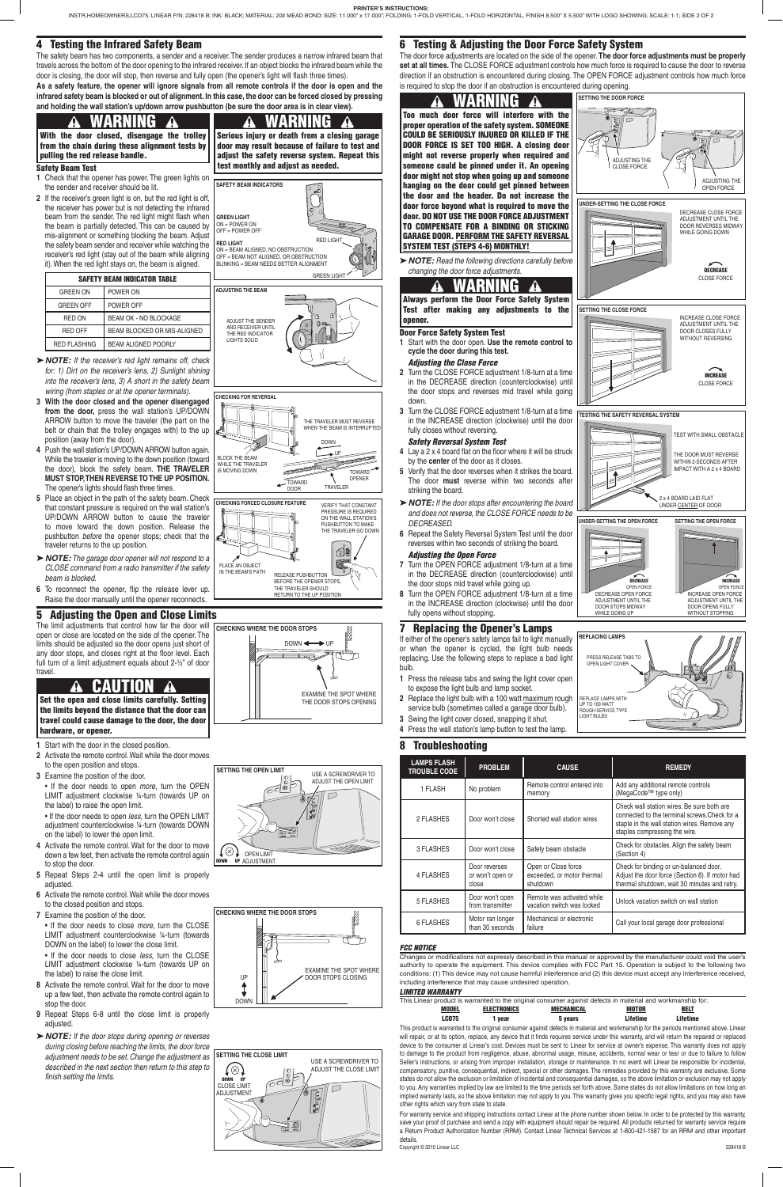## 4 Testing the Infrared Safety Beam

The safety beam has two components, a sender and a receiver. The sender produces a narrow infrared beam that travels across the bottom of the door opening to the infrared receiver. If an object blocks the infrared beam while the door is closing, the door will stop, then reverse and fully open (the opener's light will flash three times).

**As a safety feature, the opener will ignore signals from all remote controls if the door is open and the infrared safety beam is blocked or out of alignment. In this case, the door can be forced closed by pressing and holding the wall station's up/down arrow pushbutton (be sure the door area is in clear view).**

**⚠ WARNING ⚠**

**With the door closed, disengage the trolley from the chain during these alignment tests by pulling the red release handle.**

**⚠ WARNING ⚠**

**Serious injury or death from a closing garage door may result because of failure to test and adjust the safety reverse system. Repeat this test monthly and adjust as needed.**

### Safety Beam Test

1. Check that the opener has power. The green lights on the sender and receiver should be lit.
2. If the receiver's green light is on, but the red light is off, the receiver has power but is not detecting the infrared beam from the sender. The red light might flash when the beam is partially detected. This can be caused by mis-alignment or something blocking the beam. Adjust the safety beam sender and receiver while watching the receiver's red light (stay out of the beam while aligning it). When the red light stays on, the beam is aligned.

| SAFETY BEAM INDICATOR TABLE | |
|---|---|
| GREEN ON | POWER ON |
| GREEN OFF | POWER OFF |
| RED ON | BEAM OK - NO BLOCKAGE |
| RED OFF | BEAM BLOCKED OR MIS-ALIGNED |
| RED FLASHING | BEAM ALIGNED POORLY |

➤ *NOTE: If the receiver's red light remains off, check for: 1) Dirt on the receiver's lens, 2) Sunlight shining into the receiver's lens, 3) A short in the safety beam wiring (from staples or at the opener terminals).*

3. **With the door closed and the opener disengaged from the door,** press the wall station's UP/DOWN ARROW button to move the traveler (the part on the belt or chain that the trolley engages with) to the up position (away from the door).
4. Push the wall station's UP/DOWN ARROW button again. While the traveler is moving to the down position (toward the door), block the safety beam. **THE TRAVELER MUST STOP, THEN REVERSE TO THE UP POSITION.** The opener's lights should flash three times.
5. Place an object in the path of the safety beam. Check that constant pressure is required on the wall station's UP/DOWN ARROW button to cause the traveler to move toward the down position. Release the pushbutton *before* the opener stops; check that the traveler returns to the up position.

➤ *NOTE: The garage door opener will not respond to a CLOSE command from a radio transmitter if the safety beam is blocked.*

6. To reconnect the opener, flip the release lever up. Raise the door manually until the opener reconnects.

SAFETY BEAM INDICATORS

GREEN LIGHT
ON = POWER ON
OFF = POWER OFF

RED LIGHT
ON = BEAM ALIGNED, NO OBSTRUCTION
OFF = BEAM NOT ALIGNED, OR OBSTRUCTION
BLINKING = BEAM NEEDS BETTER ALIGNMENT

RED LIGHT
GREEN LIGHT

ADJUSTING THE BEAM

ADJUST THE SENDER AND RECEIVER UNTIL THE RED INDICATOR LIGHTS SOLID

CHECKING FOR REVERSAL

THE TRAVELER MUST REVERSE WHEN THE BEAM IS INTERRUPTED

BLOCK THE BEAM WHILE THE TRAVELER IS MOVING DOWN

DOWN
UP
TOWARD DOOR
TOWARD OPENER
TRAVELER

CHECKING FORCED CLOSURE FEATURE

VERIFY THAT CONSTANT PRESSURE IS REQUIRED ON THE WALL STATION'S PUSHBUTTON TO MAKE THE TRAVELER GO DOWN

PLACE AN OBJECT IN THE BEAM'S PATH

RELEASE PUSHBUTTON BEFORE THE OPENER STOPS, THE TRAVELER SHOULD RETURN TO THE UP POSITION

## 5 Adjusting the Open and Close Limits

The limit adjustments that control how far the door will open or close are located on the side of the opener. The limits should be adjusted so the door opens just short of any door stops, and closes right at the floor level. Each full turn of a limit adjustment equals about 2-½" of door travel.

**⚠ CAUTION ⚠**

**Set the open and close limits carefully. Setting the limits beyond the distance that the door can travel could cause damage to the door, the door hardware, or opener.**

1. Start with the door in the closed position.
2. Activate the remote control. Wait while the door moves to the open position and stops.
3. Examine the position of the door.
   - If the door needs to open *more*, turn the OPEN LIMIT adjustment clockwise ¼-turn (towards UP on the label) to raise the open limit.
   - If the door needs to open *less*, turn the OPEN LIMIT adjustment counterclockwise ¼-turn (towards DOWN on the label) to lower the open limit.
4. Activate the remote control. Wait for the door to move down a few feet, then activate the remote control again to stop the door.
5. Repeat Steps 2-4 until the open limit is properly adjusted.
6. Activate the remote control. Wait while the door moves to the closed position and stops.
7. Examine the position of the door.
   - If the door needs to close *more*, turn the CLOSE LIMIT adjustment counterclockwise ¼-turn (towards DOWN on the label) to lower the close limit.
   - If the door needs to close *less*, turn the CLOSE LIMIT adjustment clockwise ¼-turn (towards UP on the label) to raise the close limit.
8. Activate the remote control. Wait for the door to move up a few feet, then activate the remote control again to stop the door.
9. Repeat Steps 6-8 until the close limit is properly adjusted.

➤ *NOTE: If the door stops during opening or reverses during closing before reaching the limits, the door force adjustment needs to be set. Change the adjustment as described in the next section then return to this step to finish setting the limits.*

CHECKING WHERE THE DOOR STOPS

DOWN ⟷ UP

EXAMINE THE SPOT WHERE THE DOOR STOPS OPENING

SETTING THE OPEN LIMIT

USE A SCREWDRIVER TO ADJUST THE OPEN LIMIT

DOWN UP
OPEN LIMIT ADJUSTMENT

CHECKING WHERE THE DOOR STOPS

EXAMINE THE SPOT WHERE DOOR STOPS CLOSING

UP
DOWN

SETTING THE CLOSE LIMIT

USE A SCREWDRIVER TO ADJUST THE CLOSE LIMIT

DOWN UP
CLOSE LIMIT ADJUSTMENT

## 6 Testing & Adjusting the Door Force Safety System

The door force adjustments are located on the side of the opener. **The door force adjustments must be properly set at all times.** The CLOSE FORCE adjustment controls how much force is required to cause the door to reverse direction if an obstruction is encountered during closing. The OPEN FORCE adjustment controls how much force is required to stop the door if an obstruction is encountered during opening.

**⚠ WARNING ⚠**

**Too much door force will interfere with the proper operation of the safety system. SOMEONE COULD BE SERIOUSLY INJURED OR KILLED IF THE DOOR FORCE IS SET TOO HIGH. A closing door might not reverse properly when required and someone could be pinned under it. An opening door might not stop when going up and someone hanging on the door could get pinned between the door and the header. Do not increase the door force beyond what is required to move the door. DO NOT USE THE DOOR FORCE ADJUSTMENT TO COMPENSATE FOR A BINDING OR STICKING GARAGE DOOR. PERFORM THE SAFETY REVERSAL SYSTEM TEST (STEPS 4-6) MONTHLY!**

➤ *NOTE: Read the following directions carefully before changing the door force adjustments.*

**⚠ WARNING ⚠**

**Always perform the Door Force Safety System Test after making any adjustments to the opener.**

### Door Force Safety System Test

1. Start with the door open. **Use the remote control to cycle the door during this test.**

***Adjusting the Close Force***

2. Turn the CLOSE FORCE adjustment 1/8-turn at a time in the DECREASE direction (counterclockwise) until the door stops and reverses mid travel while going down.
3. Turn the CLOSE FORCE adjustment 1/8-turn at a time in the INCREASE direction (clockwise) until the door fully closes without reversing.

***Safety Reversal System Test***

4. Lay a 2 x 4 board flat on the floor where it will be struck by the **center** of the door as it closes.
5. Verify that the door reverses when it strikes the board. The door **must** reverse within two seconds after striking the board.

➤ *NOTE: If the door stops after encountering the board and does not reverse, the CLOSE FORCE needs to be DECREASED.*

6. Repeat the Safety Reversal System Test until the door reverses within two seconds of striking the board.

***Adjusting the Open Force***

7. Turn the OPEN FORCE adjustment 1/8-turn at a time in the DECREASE direction (counterclockwise) until the door stops mid travel while going up.
8. Turn the OPEN FORCE adjustment 1/8-turn at a time in the INCREASE direction (clockwise) until the door fully opens without stopping.

SETTING THE DOOR FORCE

ADJUSTING THE CLOSE FORCE

ADJUSTING THE OPEN FORCE

UNDER-SETTING THE CLOSE FORCE

DECREASE CLOSE FORCE ADJUSTMENT UNTIL THE DOOR REVERSES MIDWAY WHILE GOING DOWN

DECREASE CLOSE FORCE

SETTING THE CLOSE FORCE

INCREASE CLOSE FORCE ADJUSTMENT UNTIL THE DOOR CLOSES FULLY WITHOUT REVERSING

INCREASE CLOSE FORCE

TESTING THE SAFETY REVERSAL SYSTEM

TEST WITH SMALL OBSTACLE

THE DOOR MUST REVERSE WITHIN 2-SECONDS AFTER IMPACT WITH A 2 x 4 BOARD

2 x 4 BOARD LAID FLAT UNDER CENTER OF DOOR

UNDER-SETTING THE OPEN FORCE

DECREASE OPEN FORCE

DECREASE OPEN FORCE ADJUSTMENT UNTIL THE DOOR STOPS MIDWAY WHILE GOING UP

SETTING THE OPEN FORCE

INCREASE OPEN FORCE

INCREASE OPEN FORCE ADJUSTMENT UNTIL THE DOOR OPENS FULLY WITHOUT STOPPING

## 7 Replacing the Opener's Lamps

If either of the opener's safety lamps fail to light manually or when the opener is cycled, the light bulb needs replacing. Use the following steps to replace a bad light bulb.

1. Press the release tabs and swing the light cover open to expose the light bulb and lamp socket.
2. Replace the light bulb with a 100 watt maximum rough service bulb (sometimes called a garage door bulb).
3. Swing the light cover closed, snapping it shut.
4. Press the wall station's lamp button to test the lamp.

REPLACING LAMPS

PRESS RELEASE TABS TO OPEN LIGHT COVER

REPLACE LAMPS WITH UP TO 100 WATT ROUGH SERVICE TYPE LIGHT BULBS

## 8 Troubleshooting

| LAMPS FLASH TROUBLE CODE | PROBLEM | CAUSE | REMEDY |
|---|---|---|---|
| 1 FLASH | No problem | Remote control entered into memory | Add any additional remote controls (MegaCode™ type only) |
| 2 FLASHES | Door won't close | Shorted wall station wires | Check wall station wires. Be sure both are connected to the terminal screws. Check for a staple in the wall station wires. Remove any staples compressing the wire. |
| 3 FLASHES | Door won't close | Safety beam obstacle | Check for obstacles. Align the safety beam (Section 4) |
| 4 FLASHES | Door reverses or won't open or close | Open or Close force exceeded, or motor thermal shutdown | Check for binding or un-balanced door. Adjust the door force (Section 6). If motor had thermal shutdown, wait 30 minutes and retry. |
| 5 FLASHES | Door won't open from transmitter | Remote was activated while vacation switch was locked | Unlock vacation switch on wall station |
| 6 FLASHES | Motor ran longer than 30 seconds | Mechanical or electronic failure | Call your local garage door professional |

### *FCC NOTICE*

Changes or modifications not expressly described in this manual or approved by the manufacturer could void the user's authority to operate the equipment. This device complies with FCC Part 15. Operation is subject to the following two conditions: (1) This device may not cause harmful interference and (2) this device must accept any interference received, including interference that may cause undesired operation.

### *LIMITED WARRANTY*

This Linear product is warranted to the original consumer against defects in material and workmanship for:

| MODEL | ELECTRONICS | MECHANICAL | MOTOR | BELT |
|---|---|---|---|---|
| LCO75 | 1 year | 5 years | Lifetime | Lifetime |

This product is warranted to the original consumer against defects in material and workmanship for the periods mentioned above. Linear will repair, or at its option, replace, any device that it finds requires service under this warranty, and will return the repaired or replaced device to the consumer at Linear's cost. Devices must be sent to Linear for service at owner's expense. This warranty does not apply to damage to the product from negligence, abuse, abnormal usage, misuse, accidents, normal wear or tear or due to failure to follow Seller's instructions, or arising from improper installation, storage or maintenance. In no event will Linear be responsible for incidental, compensatory, punitive, consequential, indirect, special or other damages. The remedies provided by this warranty are exclusive. Some states do not allow the exclusion or limitation of incidental and consequential damages, so the above limitation or exclusion may not apply to you. Any warranties implied by law are limited to the time periods set forth above. Some states do not allow limitations on how long an implied warranty lasts, so the above limitation may not apply to you. This warranty gives you specific legal rights, and you may also have other rights which vary from state to state.

For warranty service and shipping instructions contact Linear at the phone number shown below. In order to be protected by this warranty, save your proof of purchase and send a copy with equipment should repair be required. All products returned for warranty service require a Return Product Authorization Number (RPA#). Contact Linear Technical Services at 1-800-421-1587 for an RPA# and other important details.

Copyright © 2010 Linear LLC

228418 B